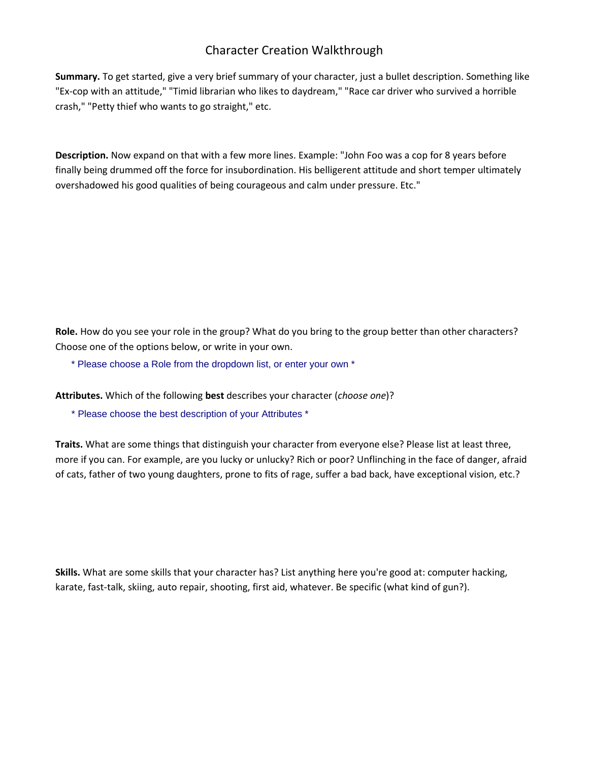# Character Creation Walkthrough

**Summary.** To get started, give a very brief summary of your character, just a bullet description. Something like "Ex-cop with an attitude," "Timid librarian who likes to daydream," "Race car driver who survived a horrible crash," "Petty thief who wants to go straight," etc.

**Description.** Now expand on that with a few more lines. Example: "John Foo was a cop for 8 years before finally being drummed off the force for insubordination. His belligerent attitude and short temper ultimately overshadowed his good qualities of being courageous and calm under pressure. Etc."

**Role.** How do you see your role in the group? What do you bring to the group better than other characters? Choose one of the options below, or write in your own.

* Please choose a Role from the dropdown list, or enter your own *

**Attributes.** Which of the following **best** describes your character (*choose one*)?

* Please choose the best description of your Attributes *

**Traits.** What are some things that distinguish your character from everyone else? Please list at least three, more if you can. For example, are you lucky or unlucky? Rich or poor? Unflinching in the face of danger, afraid of cats, father of two young daughters, prone to fits of rage, suffer a bad back, have exceptional vision, etc.?

**Skills.** What are some skills that your character has? List anything here you're good at: computer hacking, karate, fast-talk, skiing, auto repair, shooting, first aid, whatever. Be specific (what kind of gun?).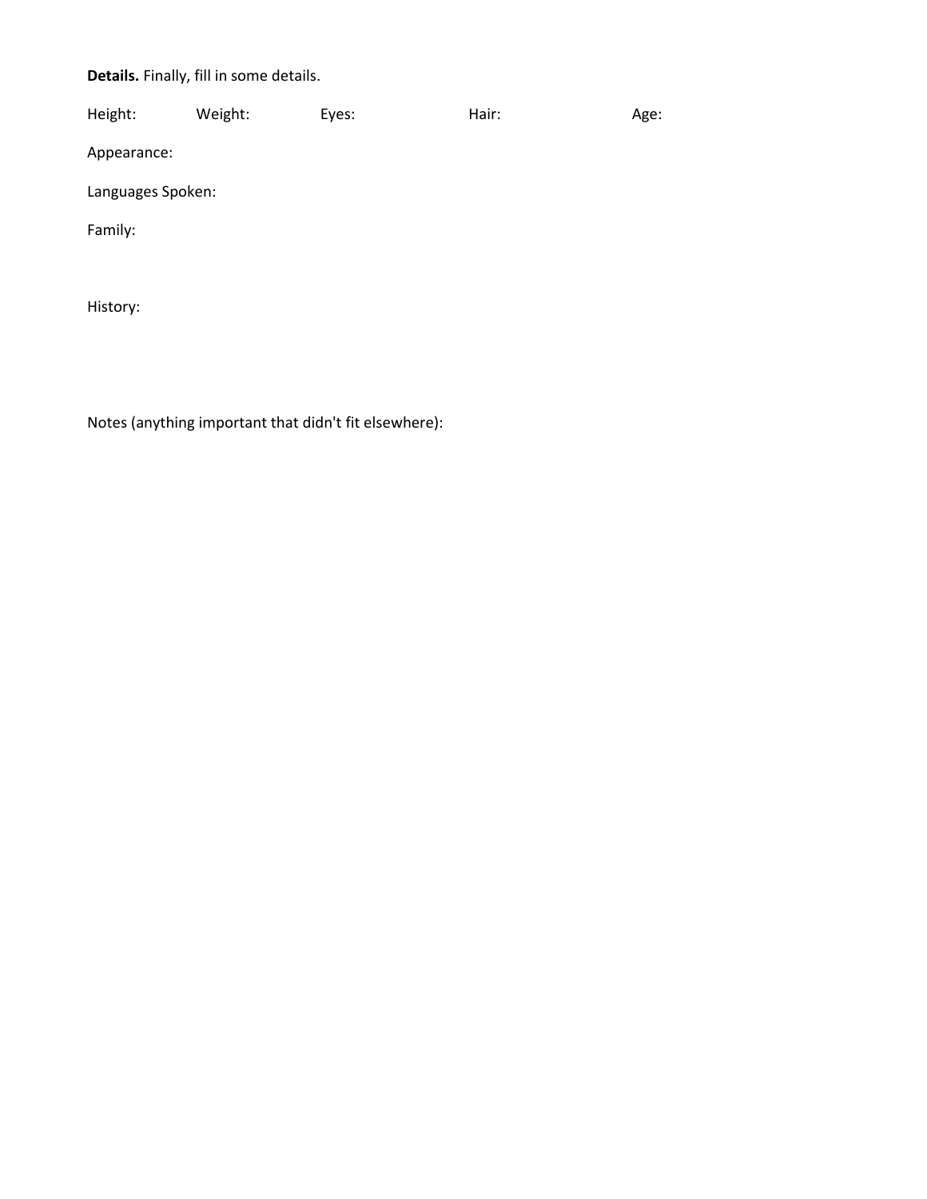**Details.** Finally, fill in some details.

Height: Weight: Eyes: Hair: Age:

Appearance:

Languages Spoken:

Family:

History:

Notes (anything important that didn't fit elsewhere):